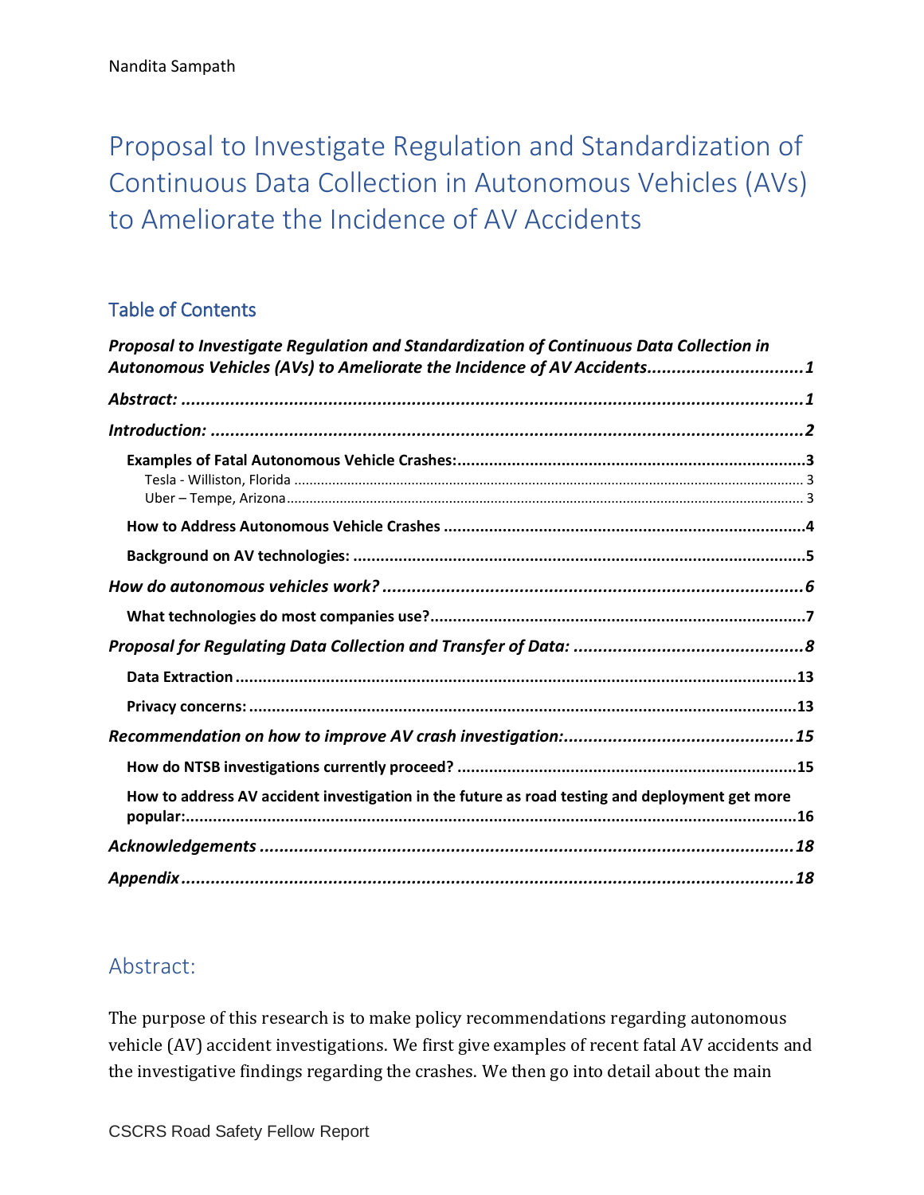Nandita Sampath

# Proposal to Investigate Regulation and Standardization of Continuous Data Collection in Autonomous Vehicles (AVs) to Ameliorate the Incidence of AV Accidents

## Table of Contents

***Proposal to Investigate Regulation and Standardization of Continuous Data Collection in Autonomous Vehicles (AVs) to Ameliorate the Incidence of AV Accidents*** ................................ 1

***Abstract:*** ................................ 1

***Introduction:*** ................................ 2

**Examples of Fatal Autonomous Vehicle Crashes:** ................................ 3

Tesla - Williston, Florida ................................ 3

Uber – Tempe, Arizona ................................ 3

**How to Address Autonomous Vehicle Crashes** ................................ 4

**Background on AV technologies:** ................................ 5

***How do autonomous vehicles work?*** ................................ 6

**What technologies do most companies use?** ................................ 7

***Proposal for Regulating Data Collection and Transfer of Data:*** ................................ 8

**Data Extraction** ................................ 13

**Privacy concerns:** ................................ 13

***Recommendation on how to improve AV crash investigation:*** ................................ 15

**How do NTSB investigations currently proceed?** ................................ 15

**How to address AV accident investigation in the future as road testing and deployment get more popular:** ................................ 16

***Acknowledgements*** ................................ 18

***Appendix*** ................................ 18

## Abstract:

The purpose of this research is to make policy recommendations regarding autonomous vehicle (AV) accident investigations. We first give examples of recent fatal AV accidents and the investigative findings regarding the crashes. We then go into detail about the main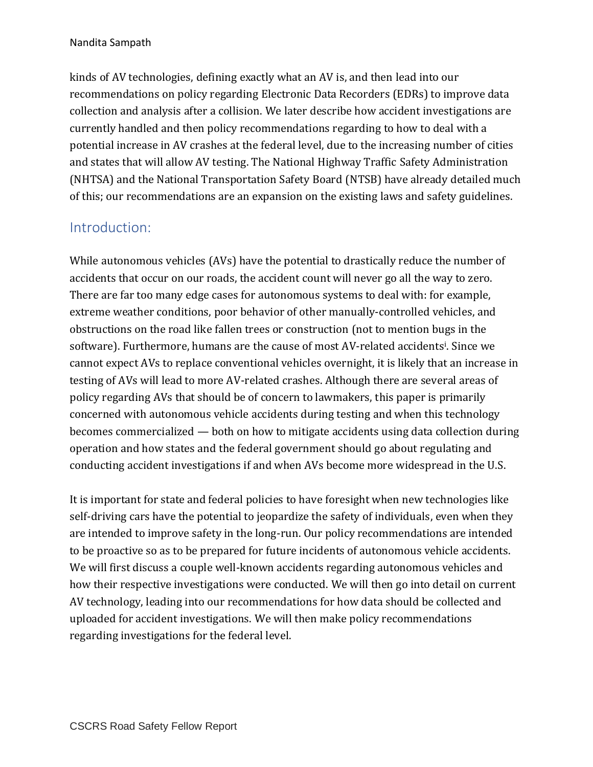kinds of AV technologies, defining exactly what an AV is, and then lead into our recommendations on policy regarding Electronic Data Recorders (EDRs) to improve data collection and analysis after a collision. We later describe how accident investigations are currently handled and then policy recommendations regarding to how to deal with a potential increase in AV crashes at the federal level, due to the increasing number of cities and states that will allow AV testing. The National Highway Traffic Safety Administration (NHTSA) and the National Transportation Safety Board (NTSB) have already detailed much of this; our recommendations are an expansion on the existing laws and safety guidelines.

## Introduction:

While autonomous vehicles (AVs) have the potential to drastically reduce the number of accidents that occur on our roads, the accident count will never go all the way to zero. There are far too many edge cases for autonomous systems to deal with: for example, extreme weather conditions, poor behavior of other manually-controlled vehicles, and obstructions on the road like fallen trees or construction (not to mention bugs in the software). Furthermore, humans are the cause of most AV-related accidents[i]. Since we cannot expect AVs to replace conventional vehicles overnight, it is likely that an increase in testing of AVs will lead to more AV-related crashes. Although there are several areas of policy regarding AVs that should be of concern to lawmakers, this paper is primarily concerned with autonomous vehicle accidents during testing and when this technology becomes commercialized — both on how to mitigate accidents using data collection during operation and how states and the federal government should go about regulating and conducting accident investigations if and when AVs become more widespread in the U.S.

It is important for state and federal policies to have foresight when new technologies like self-driving cars have the potential to jeopardize the safety of individuals, even when they are intended to improve safety in the long-run. Our policy recommendations are intended to be proactive so as to be prepared for future incidents of autonomous vehicle accidents. We will first discuss a couple well-known accidents regarding autonomous vehicles and how their respective investigations were conducted. We will then go into detail on current AV technology, leading into our recommendations for how data should be collected and uploaded for accident investigations. We will then make policy recommendations regarding investigations for the federal level.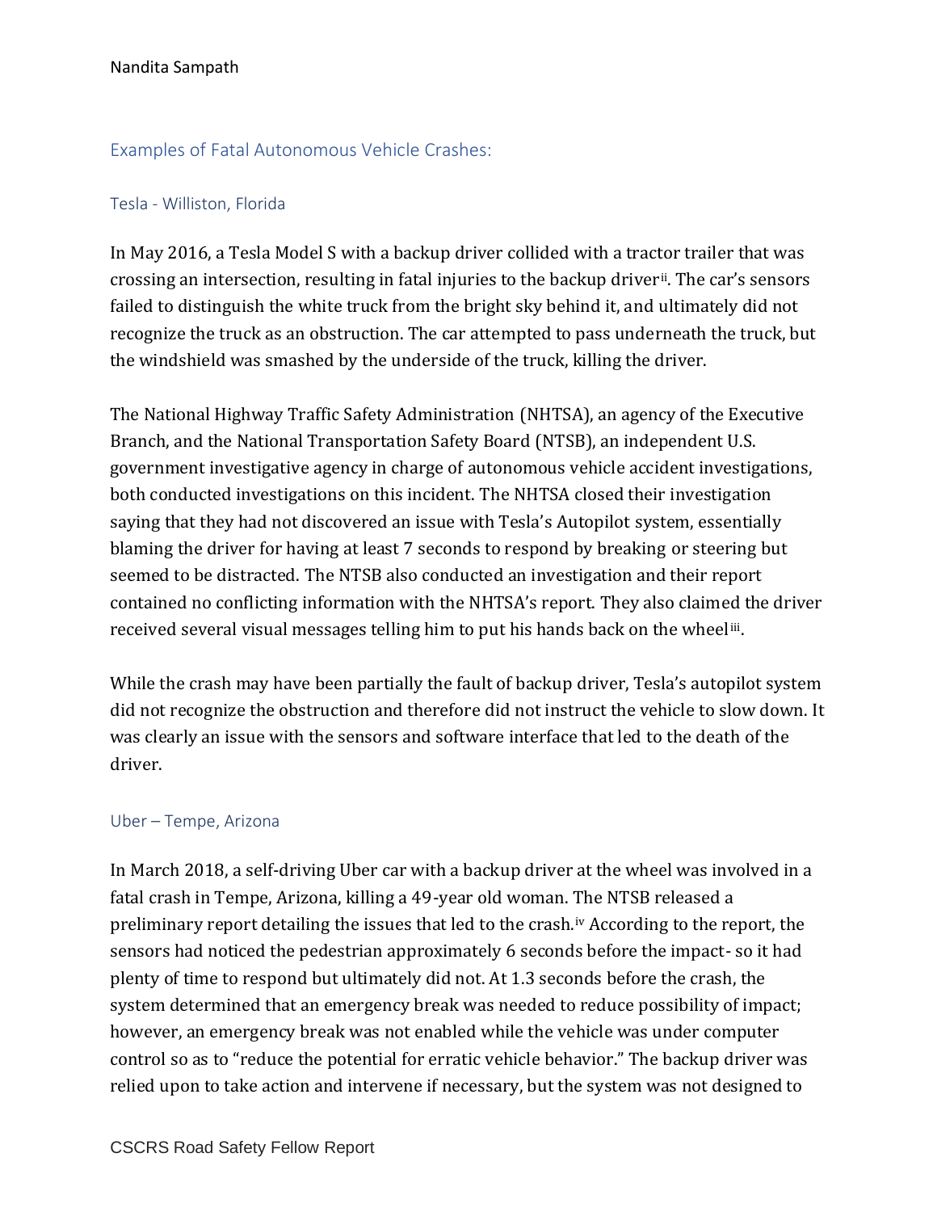## Examples of Fatal Autonomous Vehicle Crashes:

### Tesla - Williston, Florida

In May 2016, a Tesla Model S with a backup driver collided with a tractor trailer that was crossing an intersection, resulting in fatal injuries to the backup driver[ii]. The car's sensors failed to distinguish the white truck from the bright sky behind it, and ultimately did not recognize the truck as an obstruction. The car attempted to pass underneath the truck, but the windshield was smashed by the underside of the truck, killing the driver.

The National Highway Traffic Safety Administration (NHTSA), an agency of the Executive Branch, and the National Transportation Safety Board (NTSB), an independent U.S. government investigative agency in charge of autonomous vehicle accident investigations, both conducted investigations on this incident. The NHTSA closed their investigation saying that they had not discovered an issue with Tesla's Autopilot system, essentially blaming the driver for having at least 7 seconds to respond by breaking or steering but seemed to be distracted. The NTSB also conducted an investigation and their report contained no conflicting information with the NHTSA's report. They also claimed the driver received several visual messages telling him to put his hands back on the wheel[iii].

While the crash may have been partially the fault of backup driver, Tesla's autopilot system did not recognize the obstruction and therefore did not instruct the vehicle to slow down. It was clearly an issue with the sensors and software interface that led to the death of the driver.

### Uber – Tempe, Arizona

In March 2018, a self-driving Uber car with a backup driver at the wheel was involved in a fatal crash in Tempe, Arizona, killing a 49-year old woman. The NTSB released a preliminary report detailing the issues that led to the crash.[iv] According to the report, the sensors had noticed the pedestrian approximately 6 seconds before the impact- so it had plenty of time to respond but ultimately did not. At 1.3 seconds before the crash, the system determined that an emergency break was needed to reduce possibility of impact; however, an emergency break was not enabled while the vehicle was under computer control so as to "reduce the potential for erratic vehicle behavior." The backup driver was relied upon to take action and intervene if necessary, but the system was not designed to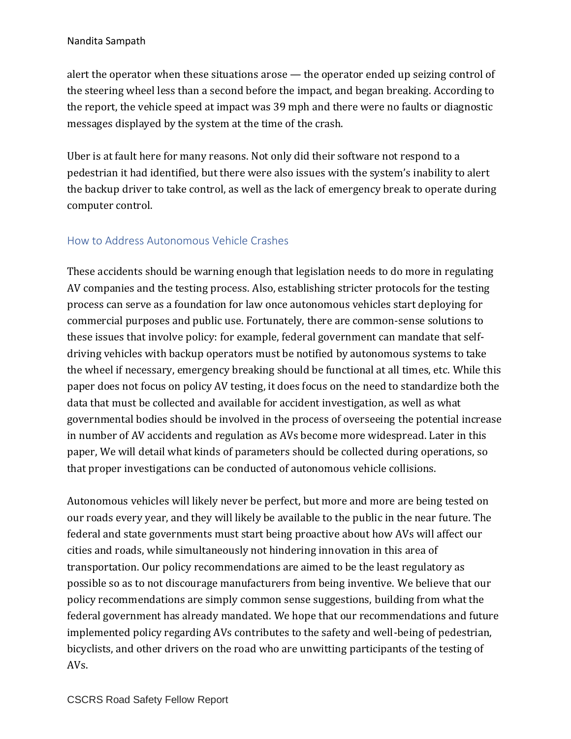alert the operator when these situations arose — the operator ended up seizing control of the steering wheel less than a second before the impact, and began breaking. According to the report, the vehicle speed at impact was 39 mph and there were no faults or diagnostic messages displayed by the system at the time of the crash.

Uber is at fault here for many reasons. Not only did their software not respond to a pedestrian it had identified, but there were also issues with the system's inability to alert the backup driver to take control, as well as the lack of emergency break to operate during computer control.

## How to Address Autonomous Vehicle Crashes

These accidents should be warning enough that legislation needs to do more in regulating AV companies and the testing process. Also, establishing stricter protocols for the testing process can serve as a foundation for law once autonomous vehicles start deploying for commercial purposes and public use. Fortunately, there are common-sense solutions to these issues that involve policy: for example, federal government can mandate that self-driving vehicles with backup operators must be notified by autonomous systems to take the wheel if necessary, emergency breaking should be functional at all times, etc. While this paper does not focus on policy AV testing, it does focus on the need to standardize both the data that must be collected and available for accident investigation, as well as what governmental bodies should be involved in the process of overseeing the potential increase in number of AV accidents and regulation as AVs become more widespread. Later in this paper, We will detail what kinds of parameters should be collected during operations, so that proper investigations can be conducted of autonomous vehicle collisions.

Autonomous vehicles will likely never be perfect, but more and more are being tested on our roads every year, and they will likely be available to the public in the near future. The federal and state governments must start being proactive about how AVs will affect our cities and roads, while simultaneously not hindering innovation in this area of transportation. Our policy recommendations are aimed to be the least regulatory as possible so as to not discourage manufacturers from being inventive. We believe that our policy recommendations are simply common sense suggestions, building from what the federal government has already mandated. We hope that our recommendations and future implemented policy regarding AVs contributes to the safety and well-being of pedestrian, bicyclists, and other drivers on the road who are unwitting participants of the testing of AVs.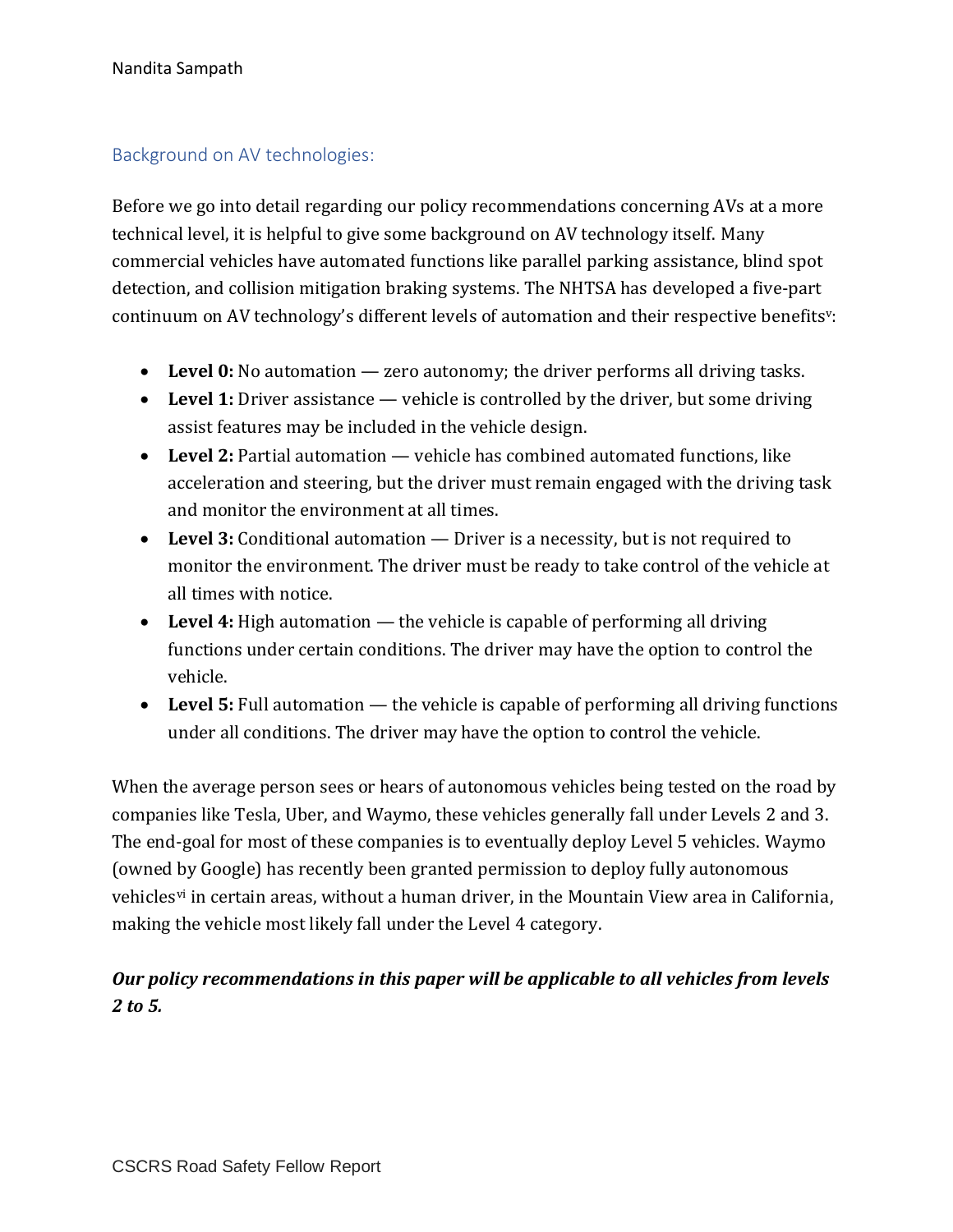## Background on AV technologies:

Before we go into detail regarding our policy recommendations concerning AVs at a more technical level, it is helpful to give some background on AV technology itself. Many commercial vehicles have automated functions like parallel parking assistance, blind spot detection, and collision mitigation braking systems. The NHTSA has developed a five-part continuum on AV technology's different levels of automation and their respective benefits[v]:

- **Level 0:** No automation — zero autonomy; the driver performs all driving tasks.
- **Level 1:** Driver assistance — vehicle is controlled by the driver, but some driving assist features may be included in the vehicle design.
- **Level 2:** Partial automation — vehicle has combined automated functions, like acceleration and steering, but the driver must remain engaged with the driving task and monitor the environment at all times.
- **Level 3:** Conditional automation — Driver is a necessity, but is not required to monitor the environment. The driver must be ready to take control of the vehicle at all times with notice.
- **Level 4:** High automation — the vehicle is capable of performing all driving functions under certain conditions. The driver may have the option to control the vehicle.
- **Level 5:** Full automation — the vehicle is capable of performing all driving functions under all conditions. The driver may have the option to control the vehicle.

When the average person sees or hears of autonomous vehicles being tested on the road by companies like Tesla, Uber, and Waymo, these vehicles generally fall under Levels 2 and 3. The end-goal for most of these companies is to eventually deploy Level 5 vehicles. Waymo (owned by Google) has recently been granted permission to deploy fully autonomous vehicles[vi] in certain areas, without a human driver, in the Mountain View area in California, making the vehicle most likely fall under the Level 4 category.

***Our policy recommendations in this paper will be applicable to all vehicles from levels 2 to 5.***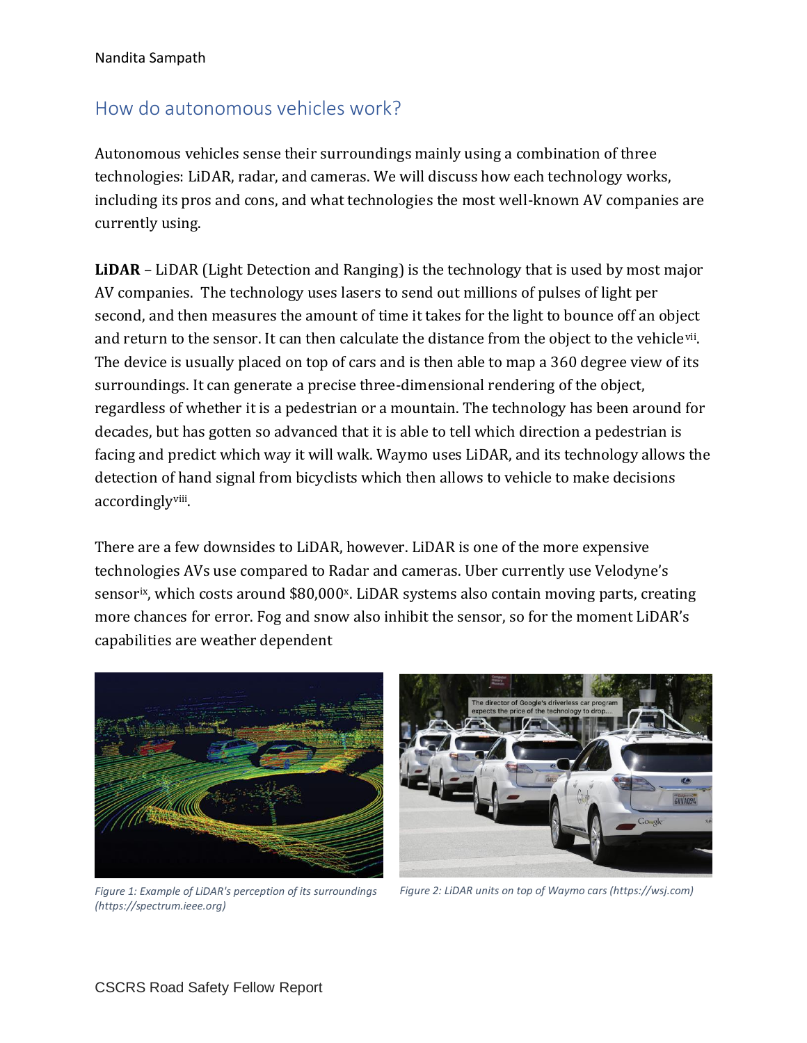## How do autonomous vehicles work?

Autonomous vehicles sense their surroundings mainly using a combination of three technologies: LiDAR, radar, and cameras. We will discuss how each technology works, including its pros and cons, and what technologies the most well-known AV companies are currently using.

**LiDAR** – LiDAR (Light Detection and Ranging) is the technology that is used by most major AV companies. The technology uses lasers to send out millions of pulses of light per second, and then measures the amount of time it takes for the light to bounce off an object and return to the sensor. It can then calculate the distance from the object to the vehicle[vii]. The device is usually placed on top of cars and is then able to map a 360 degree view of its surroundings. It can generate a precise three-dimensional rendering of the object, regardless of whether it is a pedestrian or a mountain. The technology has been around for decades, but has gotten so advanced that it is able to tell which direction a pedestrian is facing and predict which way it will walk. Waymo uses LiDAR, and its technology allows the detection of hand signal from bicyclists which then allows to vehicle to make decisions accordingly[viii].

There are a few downsides to LiDAR, however. LiDAR is one of the more expensive technologies AVs use compared to Radar and cameras. Uber currently use Velodyne's sensor[ix], which costs around $80,000[x]. LiDAR systems also contain moving parts, creating more chances for error. Fog and snow also inhibit the sensor, so for the moment LiDAR's capabilities are weather dependent

*Figure 1: Example of LiDAR's perception of its surroundings (https://spectrum.ieee.org)*

*Figure 2: LiDAR units on top of Waymo cars (https://wsj.com)*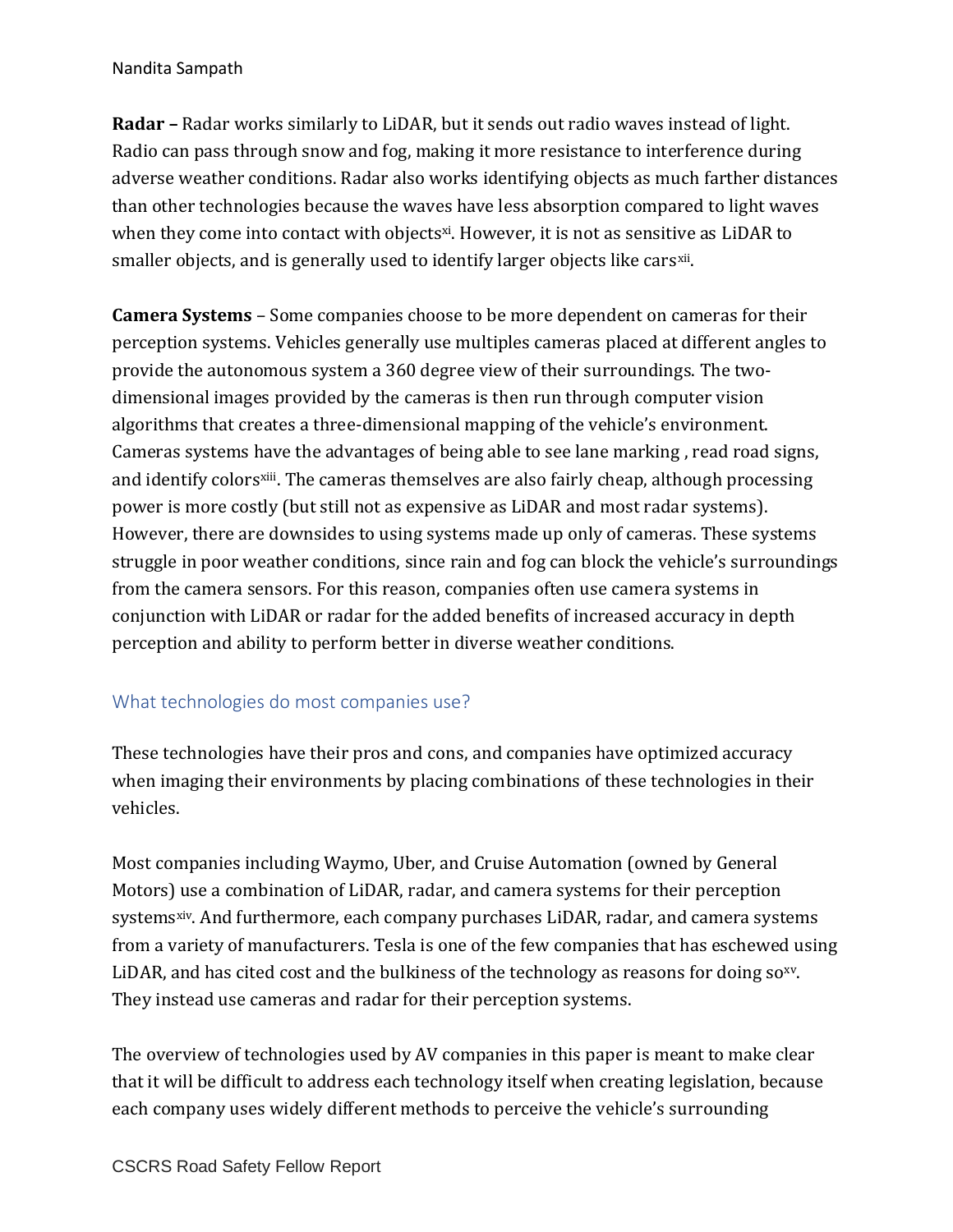**Radar –** Radar works similarly to LiDAR, but it sends out radio waves instead of light. Radio can pass through snow and fog, making it more resistance to interference during adverse weather conditions. Radar also works identifying objects as much farther distances than other technologies because the waves have less absorption compared to light waves when they come into contact with objects[xi]. However, it is not as sensitive as LiDAR to smaller objects, and is generally used to identify larger objects like cars[xii].

**Camera Systems** – Some companies choose to be more dependent on cameras for their perception systems. Vehicles generally use multiples cameras placed at different angles to provide the autonomous system a 360 degree view of their surroundings. The two-dimensional images provided by the cameras is then run through computer vision algorithms that creates a three-dimensional mapping of the vehicle's environment. Cameras systems have the advantages of being able to see lane marking , read road signs, and identify colors[xiii]. The cameras themselves are also fairly cheap, although processing power is more costly (but still not as expensive as LiDAR and most radar systems). However, there are downsides to using systems made up only of cameras. These systems struggle in poor weather conditions, since rain and fog can block the vehicle's surroundings from the camera sensors. For this reason, companies often use camera systems in conjunction with LiDAR or radar for the added benefits of increased accuracy in depth perception and ability to perform better in diverse weather conditions.

## What technologies do most companies use?

These technologies have their pros and cons, and companies have optimized accuracy when imaging their environments by placing combinations of these technologies in their vehicles.

Most companies including Waymo, Uber, and Cruise Automation (owned by General Motors) use a combination of LiDAR, radar, and camera systems for their perception systems[xiv]. And furthermore, each company purchases LiDAR, radar, and camera systems from a variety of manufacturers. Tesla is one of the few companies that has eschewed using LiDAR, and has cited cost and the bulkiness of the technology as reasons for doing so[xv]. They instead use cameras and radar for their perception systems.

The overview of technologies used by AV companies in this paper is meant to make clear that it will be difficult to address each technology itself when creating legislation, because each company uses widely different methods to perceive the vehicle's surrounding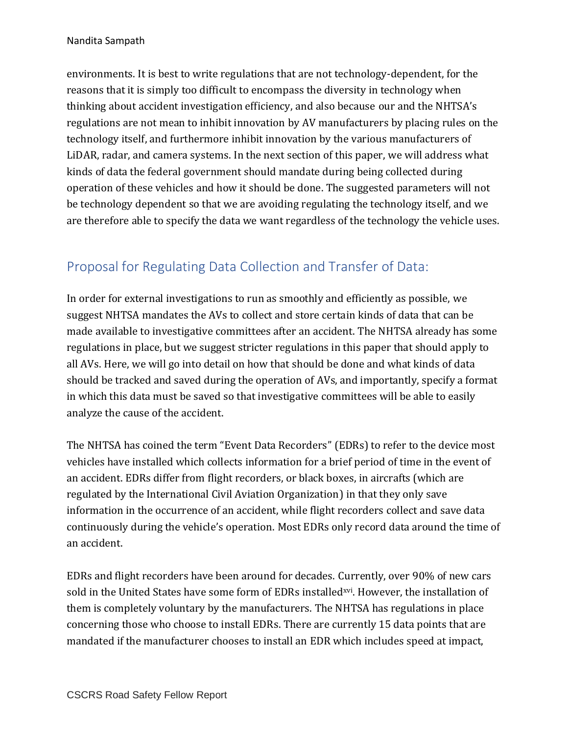environments. It is best to write regulations that are not technology-dependent, for the reasons that it is simply too difficult to encompass the diversity in technology when thinking about accident investigation efficiency, and also because our and the NHTSA's regulations are not mean to inhibit innovation by AV manufacturers by placing rules on the technology itself, and furthermore inhibit innovation by the various manufacturers of LiDAR, radar, and camera systems. In the next section of this paper, we will address what kinds of data the federal government should mandate during being collected during operation of these vehicles and how it should be done. The suggested parameters will not be technology dependent so that we are avoiding regulating the technology itself, and we are therefore able to specify the data we want regardless of the technology the vehicle uses.

## Proposal for Regulating Data Collection and Transfer of Data:

In order for external investigations to run as smoothly and efficiently as possible, we suggest NHTSA mandates the AVs to collect and store certain kinds of data that can be made available to investigative committees after an accident. The NHTSA already has some regulations in place, but we suggest stricter regulations in this paper that should apply to all AVs. Here, we will go into detail on how that should be done and what kinds of data should be tracked and saved during the operation of AVs, and importantly, specify a format in which this data must be saved so that investigative committees will be able to easily analyze the cause of the accident.

The NHTSA has coined the term "Event Data Recorders" (EDRs) to refer to the device most vehicles have installed which collects information for a brief period of time in the event of an accident. EDRs differ from flight recorders, or black boxes, in aircrafts (which are regulated by the International Civil Aviation Organization) in that they only save information in the occurrence of an accident, while flight recorders collect and save data continuously during the vehicle's operation. Most EDRs only record data around the time of an accident.

EDRs and flight recorders have been around for decades. Currently, over 90% of new cars sold in the United States have some form of EDRs installed[xvi]. However, the installation of them is completely voluntary by the manufacturers. The NHTSA has regulations in place concerning those who choose to install EDRs. There are currently 15 data points that are mandated if the manufacturer chooses to install an EDR which includes speed at impact,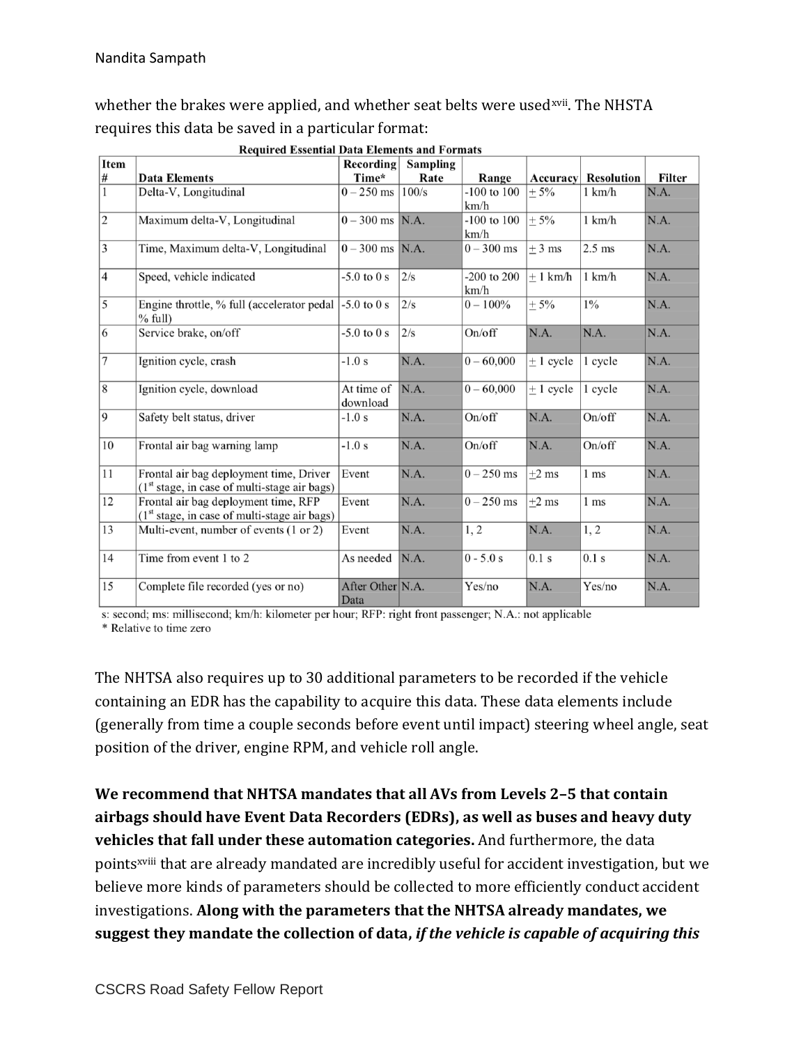whether the brakes were applied, and whether seat belts were used[xvii]. The NHSTA requires this data be saved in a particular format:

**Required Essential Data Elements and Formats**

| Item # | Data Elements | Recording Time* | Sampling Rate | Range | Accuracy | Resolution | Filter |
|---|---|---|---|---|---|---|---|
| 1 | Delta-V, Longitudinal | 0 – 250 ms | 100/s | -100 to 100 km/h | ± 5% | 1 km/h | N.A. |
| 2 | Maximum delta-V, Longitudinal | 0 – 300 ms | N.A. | -100 to 100 km/h | ± 5% | 1 km/h | N.A. |
| 3 | Time, Maximum delta-V, Longitudinal | 0 – 300 ms | N.A. | 0 – 300 ms | ± 3 ms | 2.5 ms | N.A. |
| 4 | Speed, vehicle indicated | -5.0 to 0 s | 2/s | -200 to 200 km/h | ± 1 km/h | 1 km/h | N.A. |
| 5 | Engine throttle, % full (accelerator pedal % full) | -5.0 to 0 s | 2/s | 0 – 100% | ± 5% | 1% | N.A. |
| 6 | Service brake, on/off | -5.0 to 0 s | 2/s | On/off | N.A. | N.A. | N.A. |
| 7 | Ignition cycle, crash | -1.0 s | N.A. | 0 – 60,000 | ± 1 cycle | 1 cycle | N.A. |
| 8 | Ignition cycle, download | At time of download | N.A. | 0 – 60,000 | ± 1 cycle | 1 cycle | N.A. |
| 9 | Safety belt status, driver | -1.0 s | N.A. | On/off | N.A. | On/off | N.A. |
| 10 | Frontal air bag warning lamp | -1.0 s | N.A. | On/off | N.A. | On/off | N.A. |
| 11 | Frontal air bag deployment time, Driver (1st stage, in case of multi-stage air bags) | Event | N.A. | 0 – 250 ms | ±2 ms | 1 ms | N.A. |
| 12 | Frontal air bag deployment time, RFP (1st stage, in case of multi-stage air bags) | Event | N.A. | 0 – 250 ms | ±2 ms | 1 ms | N.A. |
| 13 | Multi-event, number of events (1 or 2) | Event | N.A. | 1, 2 | N.A. | 1, 2 | N.A. |
| 14 | Time from event 1 to 2 | As needed | N.A. | 0 - 5.0 s | 0.1 s | 0.1 s | N.A. |
| 15 | Complete file recorded (yes or no) | After Other Data | N.A. | Yes/no | N.A. | Yes/no | N.A. |

s: second; ms: millisecond; km/h: kilometer per hour; RFP: right front passenger; N.A.: not applicable
\* Relative to time zero

The NHTSA also requires up to 30 additional parameters to be recorded if the vehicle containing an EDR has the capability to acquire this data. These data elements include (generally from time a couple seconds before event until impact) steering wheel angle, seat position of the driver, engine RPM, and vehicle roll angle.

**We recommend that NHTSA mandates that all AVs from Levels 2–5 that contain airbags should have Event Data Recorders (EDRs), as well as buses and heavy duty vehicles that fall under these automation categories.** And furthermore, the data points[xviii] that are already mandated are incredibly useful for accident investigation, but we believe more kinds of parameters should be collected to more efficiently conduct accident investigations. **Along with the parameters that the NHTSA already mandates, we suggest they mandate the collection of data, *if the vehicle is capable of acquiring this***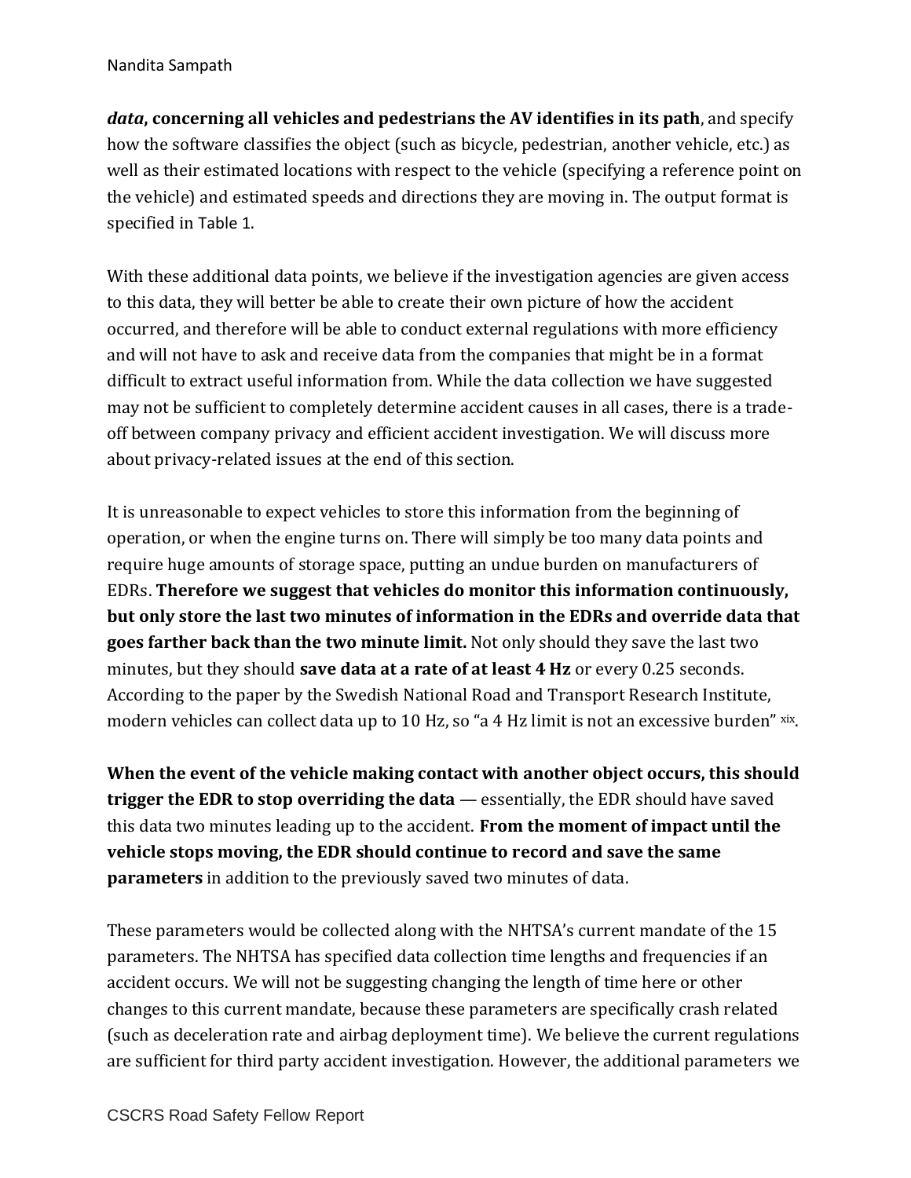***data*, concerning all vehicles and pedestrians the AV identifies in its path**, and specify how the software classifies the object (such as bicycle, pedestrian, another vehicle, etc.) as well as their estimated locations with respect to the vehicle (specifying a reference point on the vehicle) and estimated speeds and directions they are moving in. The output format is specified in Table 1.

With these additional data points, we believe if the investigation agencies are given access to this data, they will better be able to create their own picture of how the accident occurred, and therefore will be able to conduct external regulations with more efficiency and will not have to ask and receive data from the companies that might be in a format difficult to extract useful information from. While the data collection we have suggested may not be sufficient to completely determine accident causes in all cases, there is a trade-off between company privacy and efficient accident investigation. We will discuss more about privacy-related issues at the end of this section.

It is unreasonable to expect vehicles to store this information from the beginning of operation, or when the engine turns on. There will simply be too many data points and require huge amounts of storage space, putting an undue burden on manufacturers of EDRs. **Therefore we suggest that vehicles do monitor this information continuously, but only store the last two minutes of information in the EDRs and override data that goes farther back than the two minute limit.** Not only should they save the last two minutes, but they should **save data at a rate of at least 4 Hz** or every 0.25 seconds. According to the paper by the Swedish National Road and Transport Research Institute, modern vehicles can collect data up to 10 Hz, so "a 4 Hz limit is not an excessive burden" [xix].

**When the event of the vehicle making contact with another object occurs, this should trigger the EDR to stop overriding the data** — essentially, the EDR should have saved this data two minutes leading up to the accident. **From the moment of impact until the vehicle stops moving, the EDR should continue to record and save the same parameters** in addition to the previously saved two minutes of data.

These parameters would be collected along with the NHTSA's current mandate of the 15 parameters. The NHTSA has specified data collection time lengths and frequencies if an accident occurs. We will not be suggesting changing the length of time here or other changes to this current mandate, because these parameters are specifically crash related (such as deceleration rate and airbag deployment time). We believe the current regulations are sufficient for third party accident investigation. However, the additional parameters we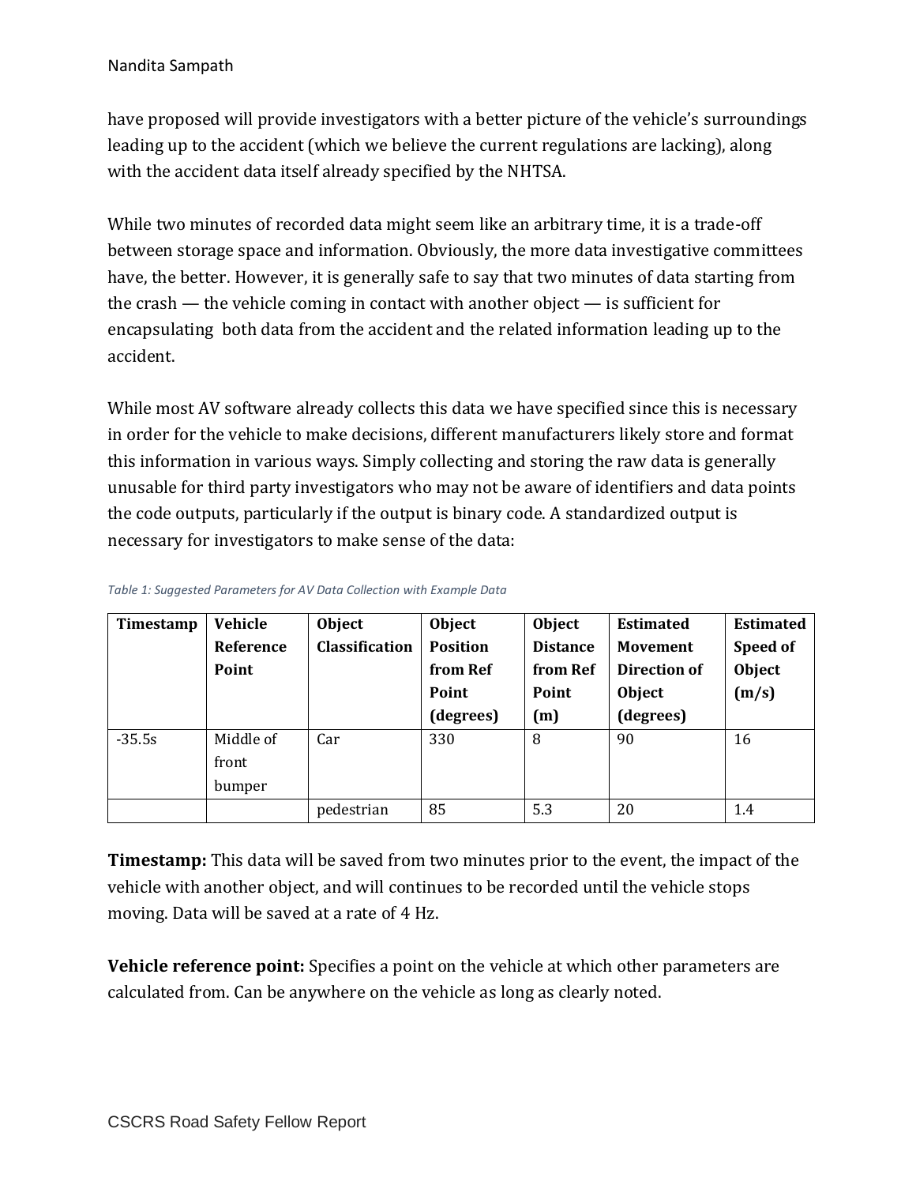have proposed will provide investigators with a better picture of the vehicle's surroundings leading up to the accident (which we believe the current regulations are lacking), along with the accident data itself already specified by the NHTSA.

While two minutes of recorded data might seem like an arbitrary time, it is a trade-off between storage space and information. Obviously, the more data investigative committees have, the better. However, it is generally safe to say that two minutes of data starting from the crash — the vehicle coming in contact with another object — is sufficient for encapsulating both data from the accident and the related information leading up to the accident.

While most AV software already collects this data we have specified since this is necessary in order for the vehicle to make decisions, different manufacturers likely store and format this information in various ways. Simply collecting and storing the raw data is generally unusable for third party investigators who may not be aware of identifiers and data points the code outputs, particularly if the output is binary code. A standardized output is necessary for investigators to make sense of the data:

*Table 1: Suggested Parameters for AV Data Collection with Example Data*

| Timestamp | Vehicle Reference Point | Object Classification | Object Position from Ref Point (degrees) | Object Distance from Ref Point (m) | Estimated Movement Direction of Object (degrees) | Estimated Speed of Object (m/s) |
|---|---|---|---|---|---|---|
| -35.5s | Middle of front bumper | Car | 330 | 8 | 90 | 16 |
| | | pedestrian | 85 | 5.3 | 20 | 1.4 |

**Timestamp:** This data will be saved from two minutes prior to the event, the impact of the vehicle with another object, and will continues to be recorded until the vehicle stops moving. Data will be saved at a rate of 4 Hz.

**Vehicle reference point:** Specifies a point on the vehicle at which other parameters are calculated from. Can be anywhere on the vehicle as long as clearly noted.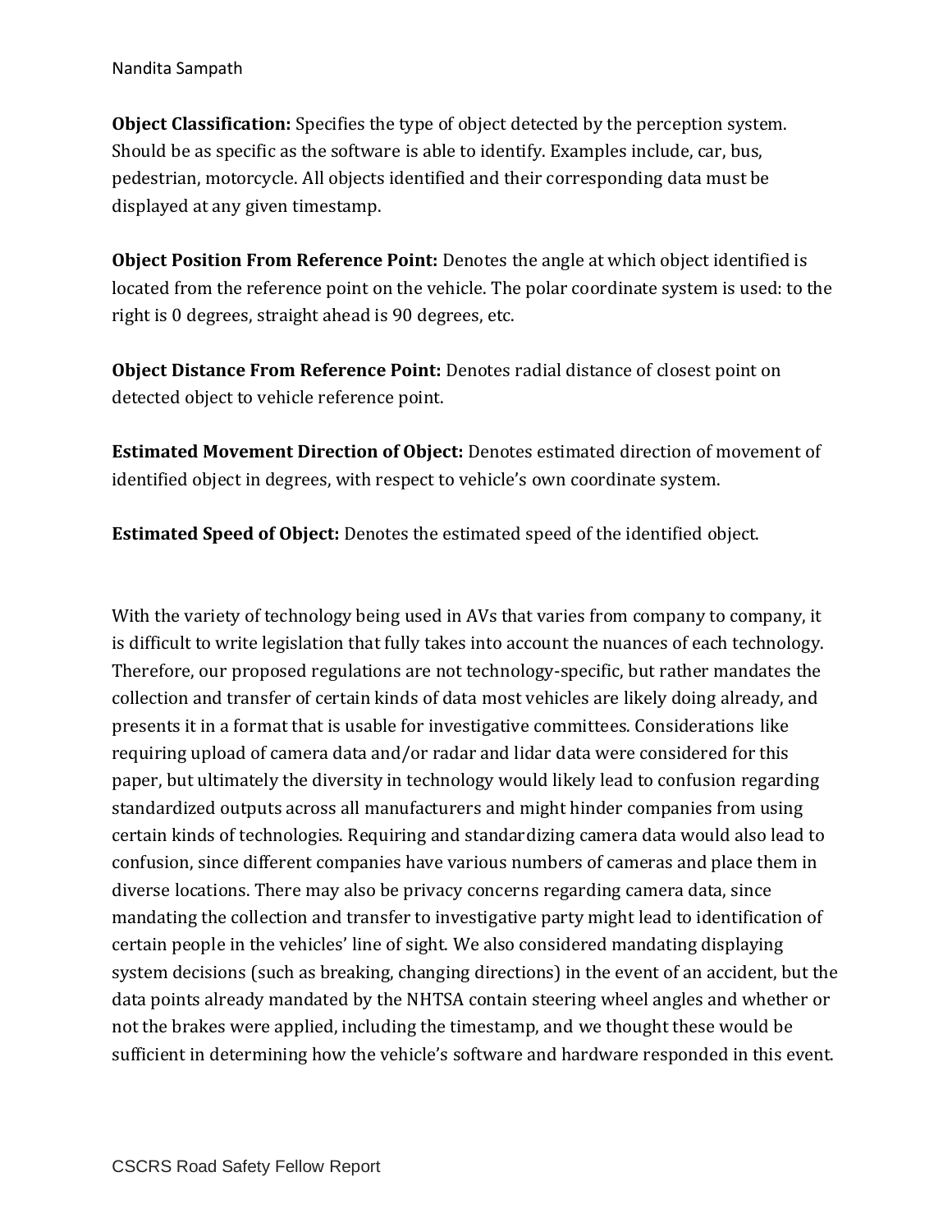**Object Classification:** Specifies the type of object detected by the perception system. Should be as specific as the software is able to identify. Examples include, car, bus, pedestrian, motorcycle. All objects identified and their corresponding data must be displayed at any given timestamp.

**Object Position From Reference Point:** Denotes the angle at which object identified is located from the reference point on the vehicle. The polar coordinate system is used: to the right is 0 degrees, straight ahead is 90 degrees, etc.

**Object Distance From Reference Point:** Denotes radial distance of closest point on detected object to vehicle reference point.

**Estimated Movement Direction of Object:** Denotes estimated direction of movement of identified object in degrees, with respect to vehicle's own coordinate system.

**Estimated Speed of Object:** Denotes the estimated speed of the identified object.

With the variety of technology being used in AVs that varies from company to company, it is difficult to write legislation that fully takes into account the nuances of each technology. Therefore, our proposed regulations are not technology-specific, but rather mandates the collection and transfer of certain kinds of data most vehicles are likely doing already, and presents it in a format that is usable for investigative committees. Considerations like requiring upload of camera data and/or radar and lidar data were considered for this paper, but ultimately the diversity in technology would likely lead to confusion regarding standardized outputs across all manufacturers and might hinder companies from using certain kinds of technologies. Requiring and standardizing camera data would also lead to confusion, since different companies have various numbers of cameras and place them in diverse locations. There may also be privacy concerns regarding camera data, since mandating the collection and transfer to investigative party might lead to identification of certain people in the vehicles' line of sight. We also considered mandating displaying system decisions (such as breaking, changing directions) in the event of an accident, but the data points already mandated by the NHTSA contain steering wheel angles and whether or not the brakes were applied, including the timestamp, and we thought these would be sufficient in determining how the vehicle's software and hardware responded in this event.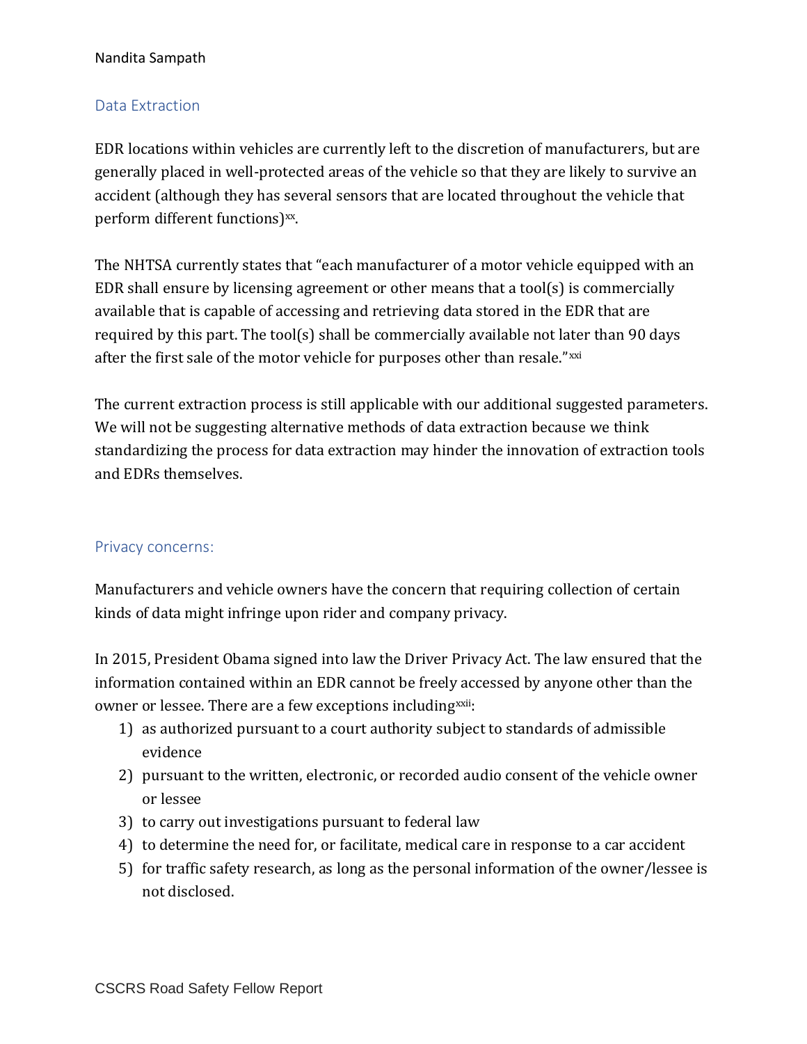## Data Extraction

EDR locations within vehicles are currently left to the discretion of manufacturers, but are generally placed in well-protected areas of the vehicle so that they are likely to survive an accident (although they has several sensors that are located throughout the vehicle that perform different functions)[xx].

The NHTSA currently states that "each manufacturer of a motor vehicle equipped with an EDR shall ensure by licensing agreement or other means that a tool(s) is commercially available that is capable of accessing and retrieving data stored in the EDR that are required by this part. The tool(s) shall be commercially available not later than 90 days after the first sale of the motor vehicle for purposes other than resale."[xxi]

The current extraction process is still applicable with our additional suggested parameters. We will not be suggesting alternative methods of data extraction because we think standardizing the process for data extraction may hinder the innovation of extraction tools and EDRs themselves.

## Privacy concerns:

Manufacturers and vehicle owners have the concern that requiring collection of certain kinds of data might infringe upon rider and company privacy.

In 2015, President Obama signed into law the Driver Privacy Act. The law ensured that the information contained within an EDR cannot be freely accessed by anyone other than the owner or lessee. There are a few exceptions including[xxii]:

1) as authorized pursuant to a court authority subject to standards of admissible evidence
2) pursuant to the written, electronic, or recorded audio consent of the vehicle owner or lessee
3) to carry out investigations pursuant to federal law
4) to determine the need for, or facilitate, medical care in response to a car accident
5) for traffic safety research, as long as the personal information of the owner/lessee is not disclosed.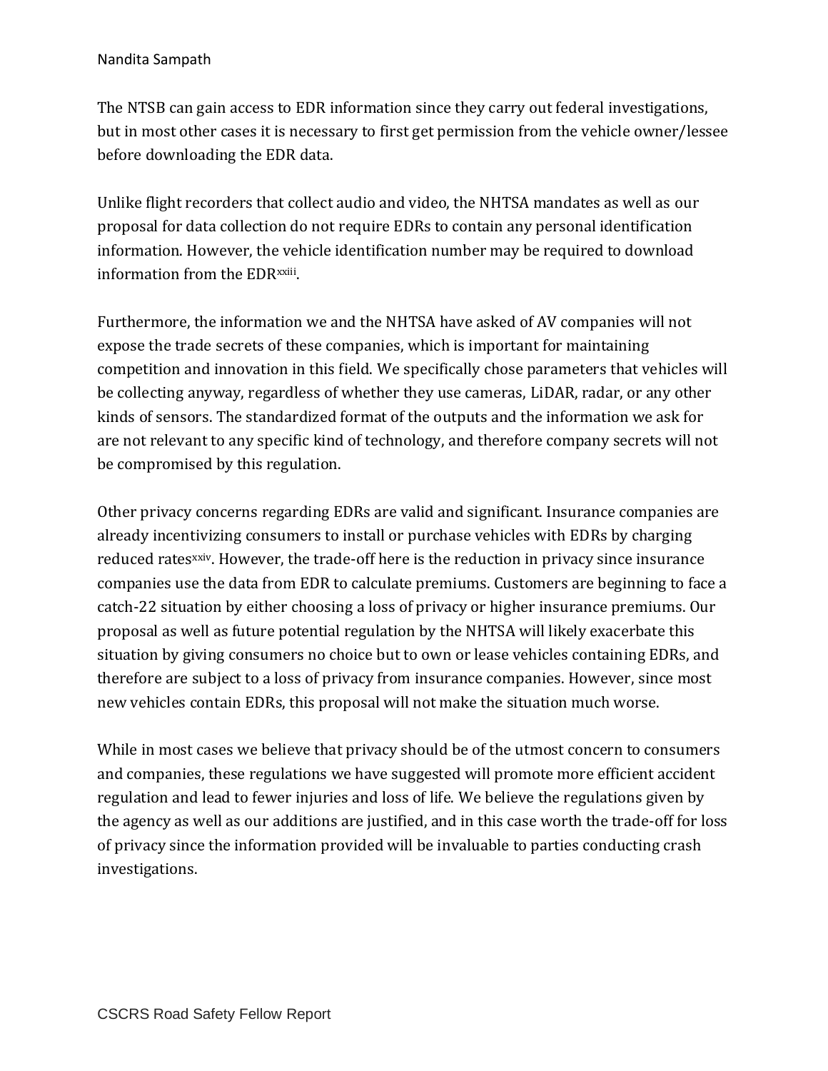The NTSB can gain access to EDR information since they carry out federal investigations, but in most other cases it is necessary to first get permission from the vehicle owner/lessee before downloading the EDR data.

Unlike flight recorders that collect audio and video, the NHTSA mandates as well as our proposal for data collection do not require EDRs to contain any personal identification information. However, the vehicle identification number may be required to download information from the EDR[xxiii].

Furthermore, the information we and the NHTSA have asked of AV companies will not expose the trade secrets of these companies, which is important for maintaining competition and innovation in this field. We specifically chose parameters that vehicles will be collecting anyway, regardless of whether they use cameras, LiDAR, radar, or any other kinds of sensors. The standardized format of the outputs and the information we ask for are not relevant to any specific kind of technology, and therefore company secrets will not be compromised by this regulation.

Other privacy concerns regarding EDRs are valid and significant. Insurance companies are already incentivizing consumers to install or purchase vehicles with EDRs by charging reduced rates[xxiv]. However, the trade-off here is the reduction in privacy since insurance companies use the data from EDR to calculate premiums. Customers are beginning to face a catch-22 situation by either choosing a loss of privacy or higher insurance premiums. Our proposal as well as future potential regulation by the NHTSA will likely exacerbate this situation by giving consumers no choice but to own or lease vehicles containing EDRs, and therefore are subject to a loss of privacy from insurance companies. However, since most new vehicles contain EDRs, this proposal will not make the situation much worse.

While in most cases we believe that privacy should be of the utmost concern to consumers and companies, these regulations we have suggested will promote more efficient accident regulation and lead to fewer injuries and loss of life. We believe the regulations given by the agency as well as our additions are justified, and in this case worth the trade-off for loss of privacy since the information provided will be invaluable to parties conducting crash investigations.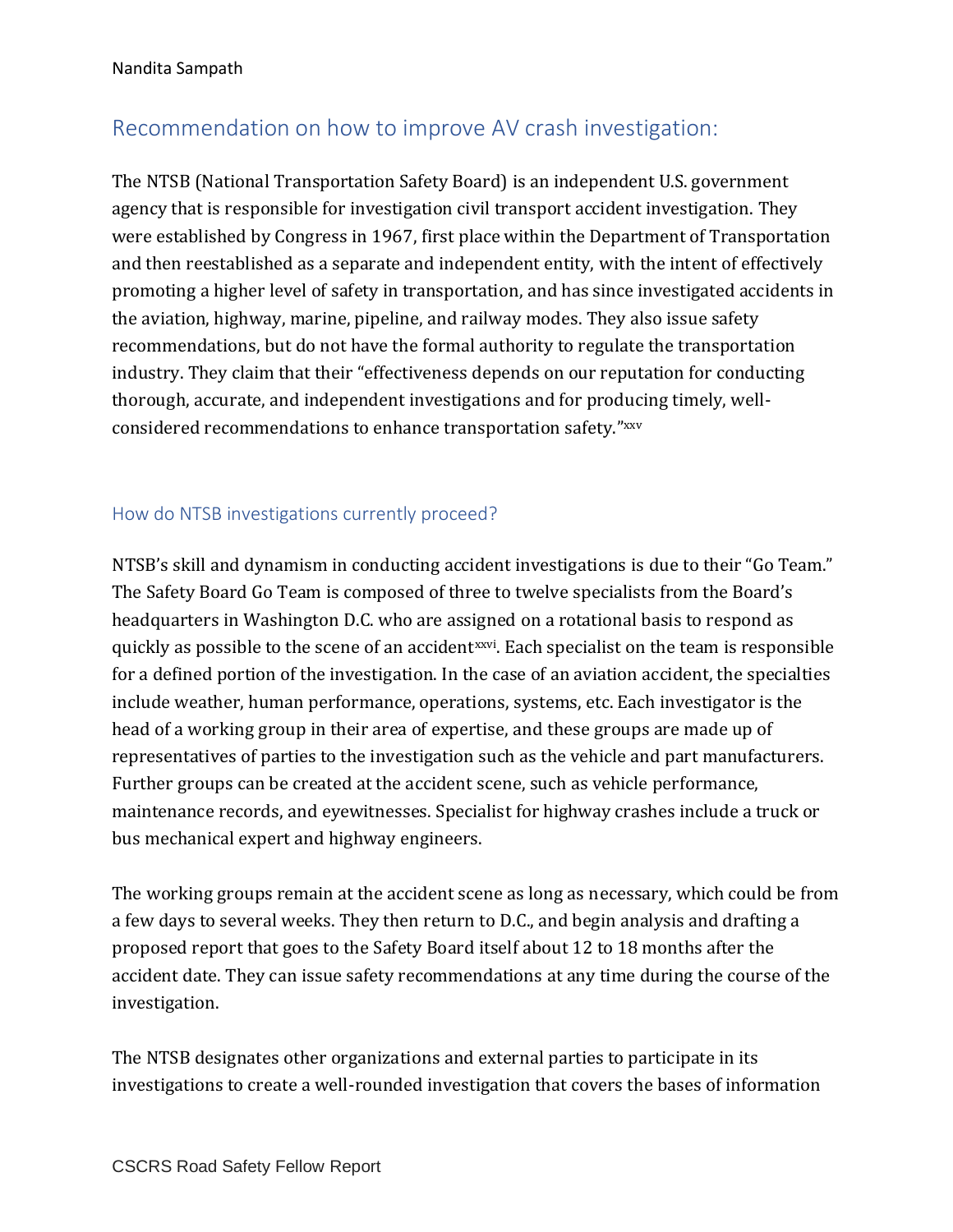## Recommendation on how to improve AV crash investigation:

The NTSB (National Transportation Safety Board) is an independent U.S. government agency that is responsible for investigation civil transport accident investigation. They were established by Congress in 1967, first place within the Department of Transportation and then reestablished as a separate and independent entity, with the intent of effectively promoting a higher level of safety in transportation, and has since investigated accidents in the aviation, highway, marine, pipeline, and railway modes. They also issue safety recommendations, but do not have the formal authority to regulate the transportation industry. They claim that their "effectiveness depends on our reputation for conducting thorough, accurate, and independent investigations and for producing timely, well-considered recommendations to enhance transportation safety."[xxv]

### How do NTSB investigations currently proceed?

NTSB's skill and dynamism in conducting accident investigations is due to their "Go Team." The Safety Board Go Team is composed of three to twelve specialists from the Board's headquarters in Washington D.C. who are assigned on a rotational basis to respond as quickly as possible to the scene of an accident[xxvi]. Each specialist on the team is responsible for a defined portion of the investigation. In the case of an aviation accident, the specialties include weather, human performance, operations, systems, etc. Each investigator is the head of a working group in their area of expertise, and these groups are made up of representatives of parties to the investigation such as the vehicle and part manufacturers. Further groups can be created at the accident scene, such as vehicle performance, maintenance records, and eyewitnesses. Specialist for highway crashes include a truck or bus mechanical expert and highway engineers.

The working groups remain at the accident scene as long as necessary, which could be from a few days to several weeks. They then return to D.C., and begin analysis and drafting a proposed report that goes to the Safety Board itself about 12 to 18 months after the accident date. They can issue safety recommendations at any time during the course of the investigation.

The NTSB designates other organizations and external parties to participate in its investigations to create a well-rounded investigation that covers the bases of information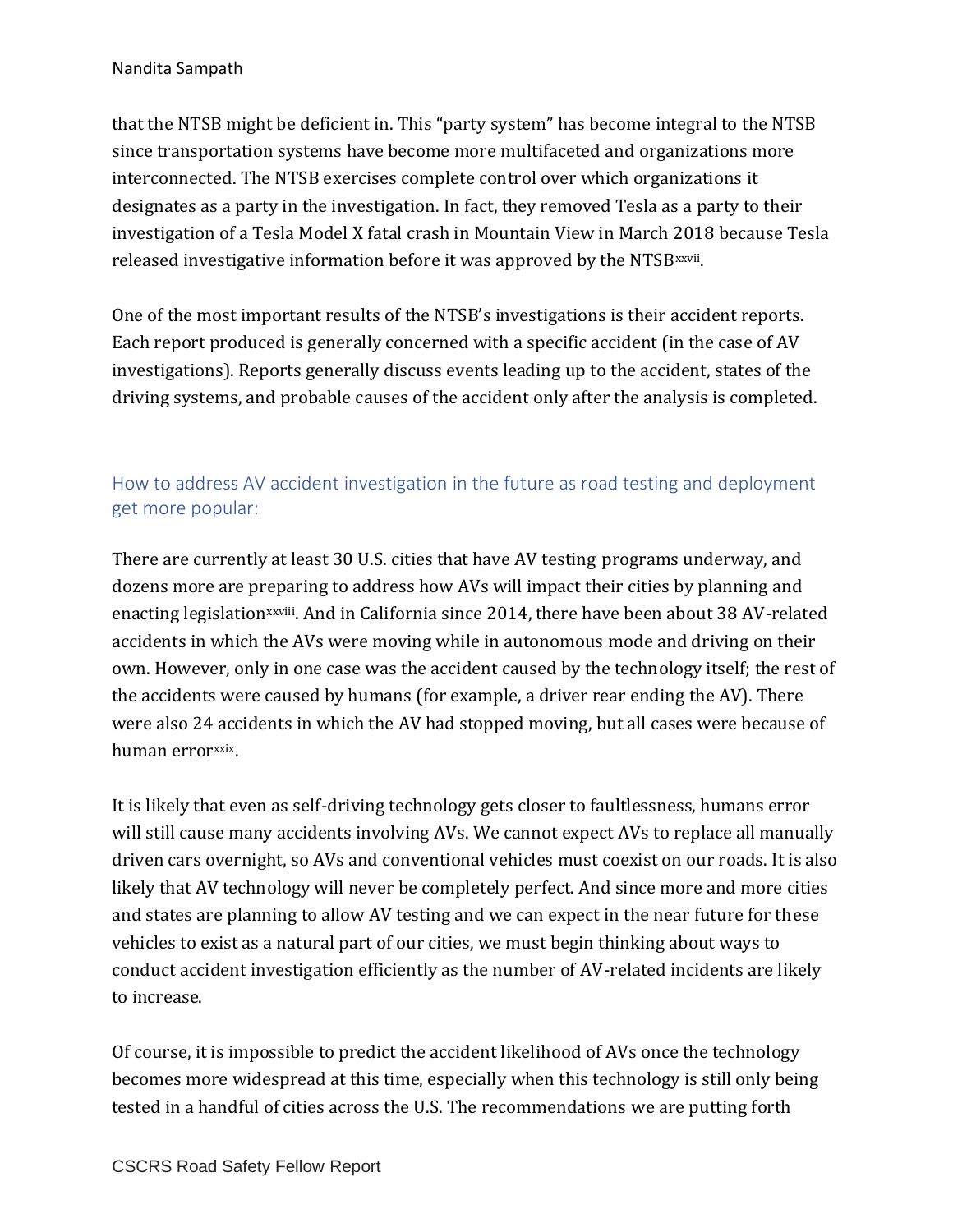that the NTSB might be deficient in. This "party system" has become integral to the NTSB since transportation systems have become more multifaceted and organizations more interconnected. The NTSB exercises complete control over which organizations it designates as a party in the investigation. In fact, they removed Tesla as a party to their investigation of a Tesla Model X fatal crash in Mountain View in March 2018 because Tesla released investigative information before it was approved by the NTSB[xxvii].

One of the most important results of the NTSB's investigations is their accident reports. Each report produced is generally concerned with a specific accident (in the case of AV investigations). Reports generally discuss events leading up to the accident, states of the driving systems, and probable causes of the accident only after the analysis is completed.

## How to address AV accident investigation in the future as road testing and deployment get more popular:

There are currently at least 30 U.S. cities that have AV testing programs underway, and dozens more are preparing to address how AVs will impact their cities by planning and enacting legislation[xxviii]. And in California since 2014, there have been about 38 AV-related accidents in which the AVs were moving while in autonomous mode and driving on their own. However, only in one case was the accident caused by the technology itself; the rest of the accidents were caused by humans (for example, a driver rear ending the AV). There were also 24 accidents in which the AV had stopped moving, but all cases were because of human error[xxix].

It is likely that even as self-driving technology gets closer to faultlessness, humans error will still cause many accidents involving AVs. We cannot expect AVs to replace all manually driven cars overnight, so AVs and conventional vehicles must coexist on our roads. It is also likely that AV technology will never be completely perfect. And since more and more cities and states are planning to allow AV testing and we can expect in the near future for these vehicles to exist as a natural part of our cities, we must begin thinking about ways to conduct accident investigation efficiently as the number of AV-related incidents are likely to increase.

Of course, it is impossible to predict the accident likelihood of AVs once the technology becomes more widespread at this time, especially when this technology is still only being tested in a handful of cities across the U.S. The recommendations we are putting forth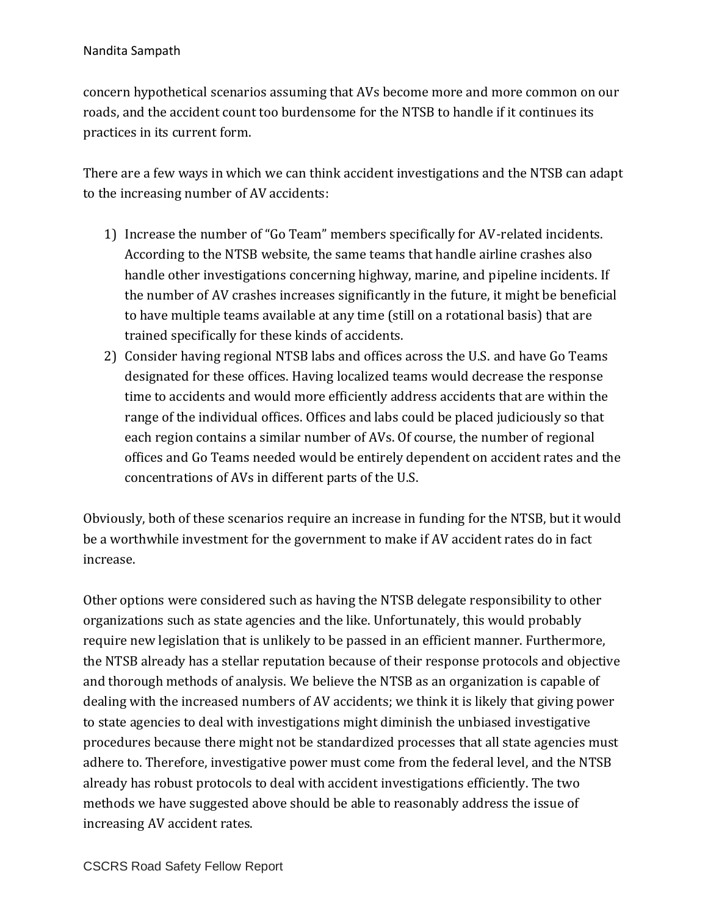concern hypothetical scenarios assuming that AVs become more and more common on our roads, and the accident count too burdensome for the NTSB to handle if it continues its practices in its current form.

There are a few ways in which we can think accident investigations and the NTSB can adapt to the increasing number of AV accidents:

1) Increase the number of "Go Team" members specifically for AV-related incidents. According to the NTSB website, the same teams that handle airline crashes also handle other investigations concerning highway, marine, and pipeline incidents. If the number of AV crashes increases significantly in the future, it might be beneficial to have multiple teams available at any time (still on a rotational basis) that are trained specifically for these kinds of accidents.
2) Consider having regional NTSB labs and offices across the U.S. and have Go Teams designated for these offices. Having localized teams would decrease the response time to accidents and would more efficiently address accidents that are within the range of the individual offices. Offices and labs could be placed judiciously so that each region contains a similar number of AVs. Of course, the number of regional offices and Go Teams needed would be entirely dependent on accident rates and the concentrations of AVs in different parts of the U.S.

Obviously, both of these scenarios require an increase in funding for the NTSB, but it would be a worthwhile investment for the government to make if AV accident rates do in fact increase.

Other options were considered such as having the NTSB delegate responsibility to other organizations such as state agencies and the like. Unfortunately, this would probably require new legislation that is unlikely to be passed in an efficient manner. Furthermore, the NTSB already has a stellar reputation because of their response protocols and objective and thorough methods of analysis. We believe the NTSB as an organization is capable of dealing with the increased numbers of AV accidents; we think it is likely that giving power to state agencies to deal with investigations might diminish the unbiased investigative procedures because there might not be standardized processes that all state agencies must adhere to. Therefore, investigative power must come from the federal level, and the NTSB already has robust protocols to deal with accident investigations efficiently. The two methods we have suggested above should be able to reasonably address the issue of increasing AV accident rates.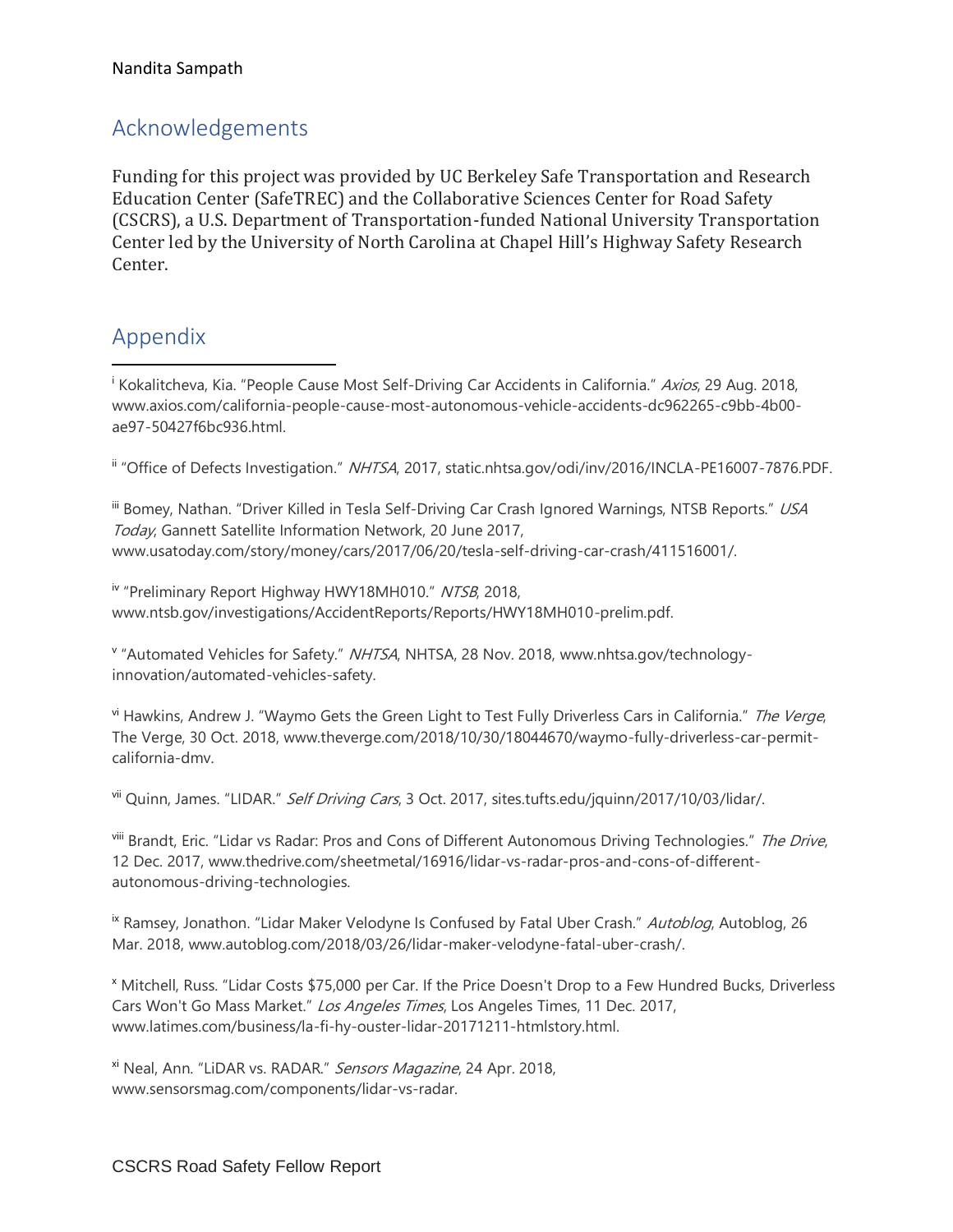## Acknowledgements

Funding for this project was provided by UC Berkeley Safe Transportation and Research Education Center (SafeTREC) and the Collaborative Sciences Center for Road Safety (CSCRS), a U.S. Department of Transportation-funded National University Transportation Center led by the University of North Carolina at Chapel Hill's Highway Safety Research Center.

## Appendix

[i] Kokalitcheva, Kia. "People Cause Most Self-Driving Car Accidents in California." *Axios*, 29 Aug. 2018, www.axios.com/california-people-cause-most-autonomous-vehicle-accidents-dc962265-c9bb-4b00-ae97-50427f6bc936.html.

[ii] "Office of Defects Investigation." *NHTSA*, 2017, static.nhtsa.gov/odi/inv/2016/INCLA-PE16007-7876.PDF.

[iii] Bomey, Nathan. "Driver Killed in Tesla Self-Driving Car Crash Ignored Warnings, NTSB Reports." *USA Today*, Gannett Satellite Information Network, 20 June 2017, www.usatoday.com/story/money/cars/2017/06/20/tesla-self-driving-car-crash/411516001/.

[iv] "Preliminary Report Highway HWY18MH010." *NTSB*, 2018, www.ntsb.gov/investigations/AccidentReports/Reports/HWY18MH010-prelim.pdf.

[v] "Automated Vehicles for Safety." *NHTSA*, NHTSA, 28 Nov. 2018, www.nhtsa.gov/technology-innovation/automated-vehicles-safety.

[vi] Hawkins, Andrew J. "Waymo Gets the Green Light to Test Fully Driverless Cars in California." *The Verge*, The Verge, 30 Oct. 2018, www.theverge.com/2018/10/30/18044670/waymo-fully-driverless-car-permit-california-dmv.

[vii] Quinn, James. "LIDAR." *Self Driving Cars*, 3 Oct. 2017, sites.tufts.edu/jquinn/2017/10/03/lidar/.

[viii] Brandt, Eric. "Lidar vs Radar: Pros and Cons of Different Autonomous Driving Technologies." *The Drive*, 12 Dec. 2017, www.thedrive.com/sheetmetal/16916/lidar-vs-radar-pros-and-cons-of-different-autonomous-driving-technologies.

[ix] Ramsey, Jonathon. "Lidar Maker Velodyne Is Confused by Fatal Uber Crash." *Autoblog*, Autoblog, 26 Mar. 2018, www.autoblog.com/2018/03/26/lidar-maker-velodyne-fatal-uber-crash/.

[x] Mitchell, Russ. "Lidar Costs $75,000 per Car. If the Price Doesn't Drop to a Few Hundred Bucks, Driverless Cars Won't Go Mass Market." *Los Angeles Times*, Los Angeles Times, 11 Dec. 2017, www.latimes.com/business/la-fi-hy-ouster-lidar-20171211-htmlstory.html.

[xi] Neal, Ann. "LiDAR vs. RADAR." *Sensors Magazine*, 24 Apr. 2018, www.sensorsmag.com/components/lidar-vs-radar.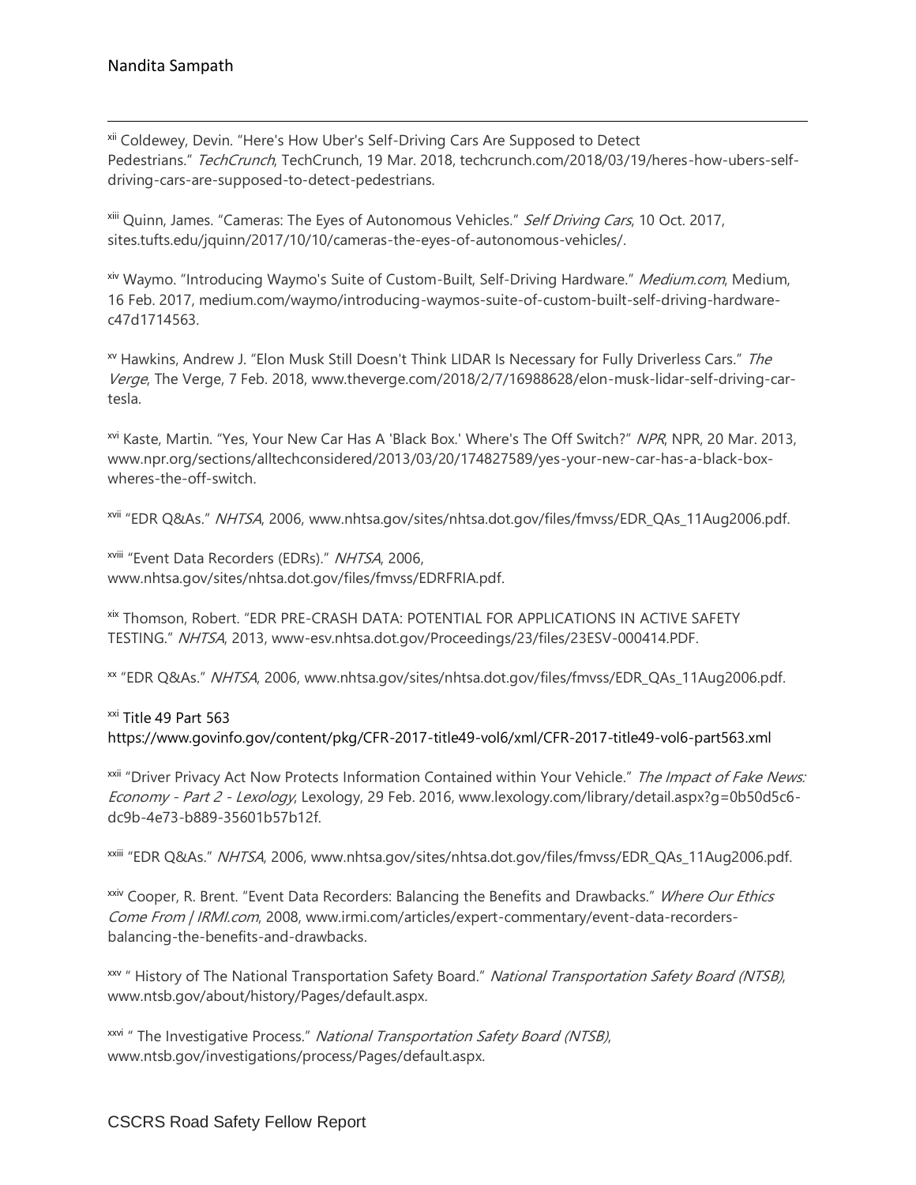[xii] Coldewey, Devin. "Here's How Uber's Self-Driving Cars Are Supposed to Detect Pedestrians." *TechCrunch*, TechCrunch, 19 Mar. 2018, techcrunch.com/2018/03/19/heres-how-ubers-self-driving-cars-are-supposed-to-detect-pedestrians.

[xiii] Quinn, James. "Cameras: The Eyes of Autonomous Vehicles." *Self Driving Cars*, 10 Oct. 2017, sites.tufts.edu/jquinn/2017/10/10/cameras-the-eyes-of-autonomous-vehicles/.

[xiv] Waymo. "Introducing Waymo's Suite of Custom-Built, Self-Driving Hardware." *Medium.com*, Medium, 16 Feb. 2017, medium.com/waymo/introducing-waymos-suite-of-custom-built-self-driving-hardware-c47d1714563.

[xv] Hawkins, Andrew J. "Elon Musk Still Doesn't Think LIDAR Is Necessary for Fully Driverless Cars." *The Verge*, The Verge, 7 Feb. 2018, www.theverge.com/2018/2/7/16988628/elon-musk-lidar-self-driving-car-tesla.

[xvi] Kaste, Martin. "Yes, Your New Car Has A 'Black Box.' Where's The Off Switch?" *NPR*, NPR, 20 Mar. 2013, www.npr.org/sections/alltechconsidered/2013/03/20/174827589/yes-your-new-car-has-a-black-box-wheres-the-off-switch.

[xvii] "EDR Q&As." *NHTSA*, 2006, www.nhtsa.gov/sites/nhtsa.dot.gov/files/fmvss/EDR_QAs_11Aug2006.pdf.

[xviii] "Event Data Recorders (EDRs)." *NHTSA*, 2006, www.nhtsa.gov/sites/nhtsa.dot.gov/files/fmvss/EDRFRIA.pdf.

[xix] Thomson, Robert. "EDR PRE-CRASH DATA: POTENTIAL FOR APPLICATIONS IN ACTIVE SAFETY TESTING." *NHTSA*, 2013, www-esv.nhtsa.dot.gov/Proceedings/23/files/23ESV-000414.PDF.

[xx] "EDR Q&As." *NHTSA*, 2006, www.nhtsa.gov/sites/nhtsa.dot.gov/files/fmvss/EDR_QAs_11Aug2006.pdf.

[xxi] Title 49 Part 563
https://www.govinfo.gov/content/pkg/CFR-2017-title49-vol6/xml/CFR-2017-title49-vol6-part563.xml

[xxii] "Driver Privacy Act Now Protects Information Contained within Your Vehicle." *The Impact of Fake News: Economy - Part 2 - Lexology*, Lexology, 29 Feb. 2016, www.lexology.com/library/detail.aspx?g=0b50d5c6-dc9b-4e73-b889-35601b57b12f.

[xxiii] "EDR Q&As." *NHTSA*, 2006, www.nhtsa.gov/sites/nhtsa.dot.gov/files/fmvss/EDR_QAs_11Aug2006.pdf.

[xxiv] Cooper, R. Brent. "Event Data Recorders: Balancing the Benefits and Drawbacks." *Where Our Ethics Come From | IRMI.com*, 2008, www.irmi.com/articles/expert-commentary/event-data-recorders-balancing-the-benefits-and-drawbacks.

[xxv] " History of The National Transportation Safety Board." *National Transportation Safety Board (NTSB)*, www.ntsb.gov/about/history/Pages/default.aspx.

[xxvi] " The Investigative Process." *National Transportation Safety Board (NTSB)*, www.ntsb.gov/investigations/process/Pages/default.aspx.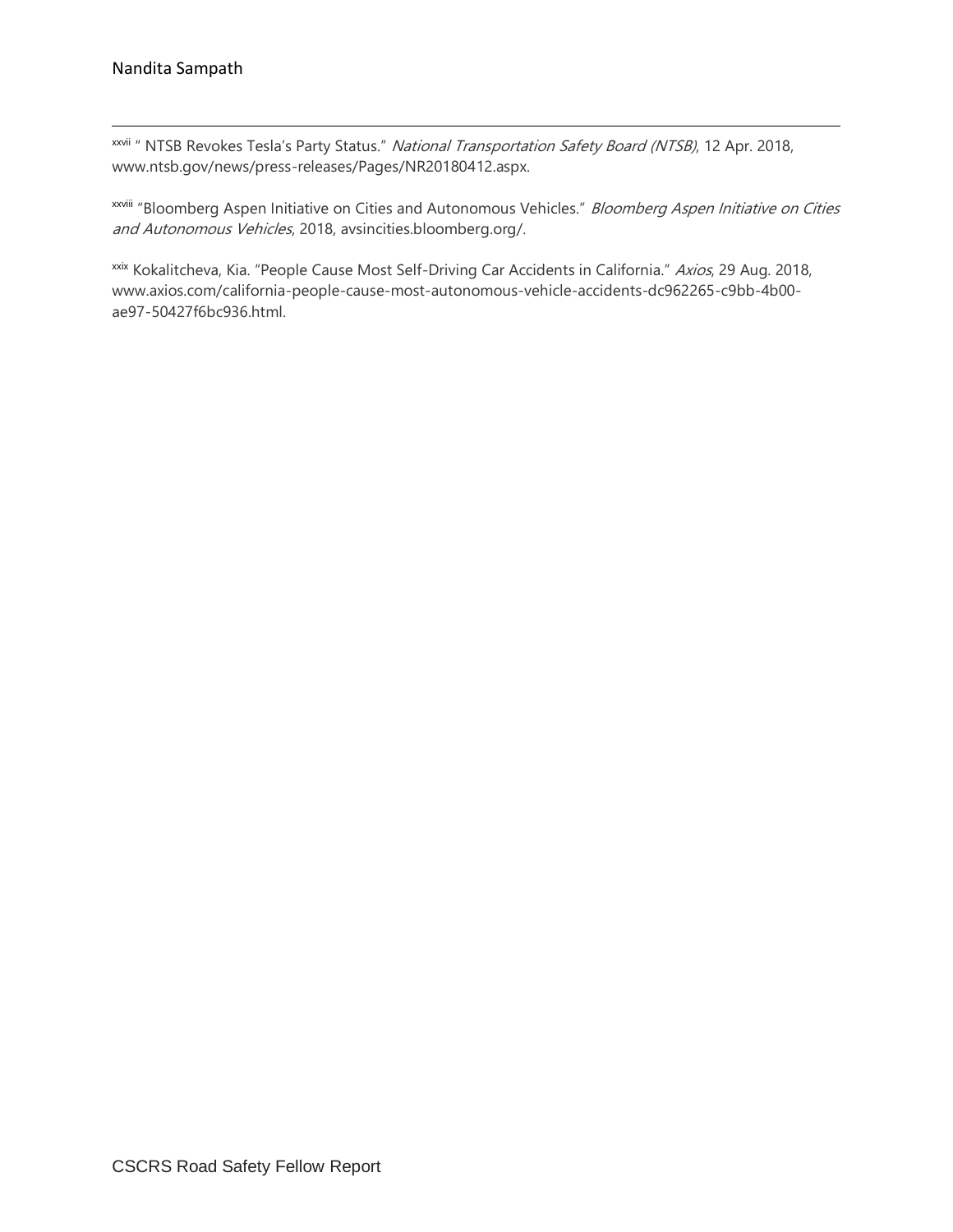[xxvii] " NTSB Revokes Tesla's Party Status." *National Transportation Safety Board (NTSB)*, 12 Apr. 2018, www.ntsb.gov/news/press-releases/Pages/NR20180412.aspx.

[xxviii] "Bloomberg Aspen Initiative on Cities and Autonomous Vehicles." *Bloomberg Aspen Initiative on Cities and Autonomous Vehicles*, 2018, avsincities.bloomberg.org/.

[xxix] Kokalitcheva, Kia. "People Cause Most Self-Driving Car Accidents in California." *Axios*, 29 Aug. 2018, www.axios.com/california-people-cause-most-autonomous-vehicle-accidents-dc962265-c9bb-4b00-ae97-50427f6bc936.html.